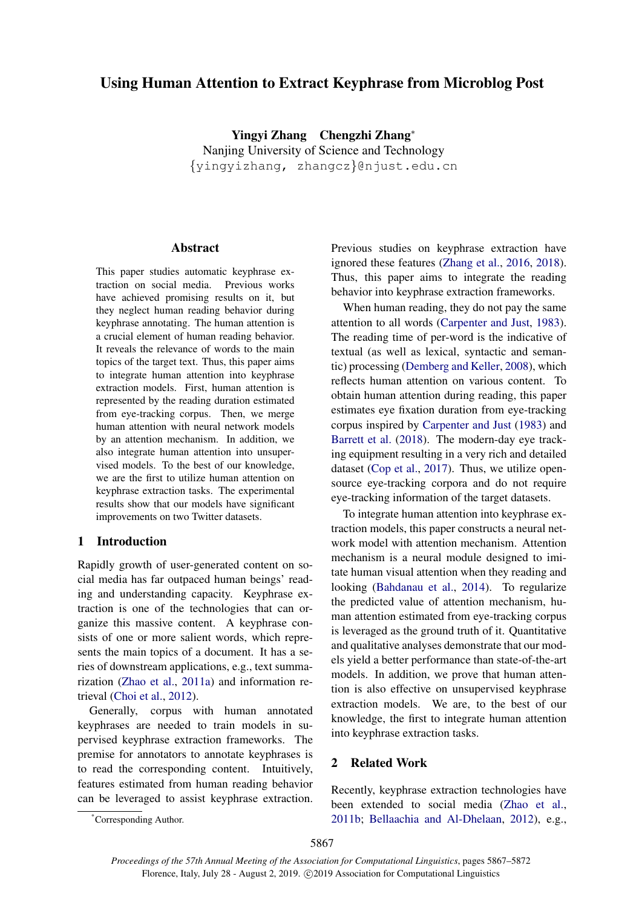# Using Human Attention to Extract Keyphrase from Microblog Post

**Yingyi Zhang  Chengzhi Zhang***
Nanjing University of Science and Technology
{yingyizhang, zhangcz}@njust.edu.cn

## Abstract

This paper studies automatic keyphrase extraction on social media. Previous works have achieved promising results on it, but they neglect human reading behavior during keyphrase annotating. The human attention is a crucial element of human reading behavior. It reveals the relevance of words to the main topics of the target text. Thus, this paper aims to integrate human attention into keyphrase extraction models. First, human attention is represented by the reading duration estimated from eye-tracking corpus. Then, we merge human attention with neural network models by an attention mechanism. In addition, we also integrate human attention into unsupervised models. To the best of our knowledge, we are the first to utilize human attention on keyphrase extraction tasks. The experimental results show that our models have significant improvements on two Twitter datasets.

## 1 Introduction

Rapidly growth of user-generated content on social media has far outpaced human beings' reading and understanding capacity. Keyphrase extraction is one of the technologies that can organize this massive content. A keyphrase consists of one or more salient words, which represents the main topics of a document. It has a series of downstream applications, e.g., text summarization (Zhao et al., 2011a) and information retrieval (Choi et al., 2012).

Generally, corpus with human annotated keyphrases are needed to train models in supervised keyphrase extraction frameworks. The premise for annotators to annotate keyphrases is to read the corresponding content. Intuitively, features estimated from human reading behavior can be leveraged to assist keyphrase extraction. Previous studies on keyphrase extraction have ignored these features (Zhang et al., 2016, 2018). Thus, this paper aims to integrate the reading behavior into keyphrase extraction frameworks.

When human reading, they do not pay the same attention to all words (Carpenter and Just, 1983). The reading time of per-word is the indicative of textual (as well as lexical, syntactic and semantic) processing (Demberg and Keller, 2008), which reflects human attention on various content. To obtain human attention during reading, this paper estimates eye fixation duration from eye-tracking corpus inspired by Carpenter and Just (1983) and Barrett et al. (2018). The modern-day eye tracking equipment resulting in a very rich and detailed dataset (Cop et al., 2017). Thus, we utilize open-source eye-tracking corpora and do not require eye-tracking information of the target datasets.

To integrate human attention into keyphrase extraction models, this paper constructs a neural network model with attention mechanism. Attention mechanism is a neural module designed to imitate human visual attention when they reading and looking (Bahdanau et al., 2014). To regularize the predicted value of attention mechanism, human attention estimated from eye-tracking corpus is leveraged as the ground truth of it. Quantitative and qualitative analyses demonstrate that our models yield a better performance than state-of-the-art models. In addition, we prove that human attention is also effective on unsupervised keyphrase extraction models. We are, to the best of our knowledge, the first to integrate human attention into keyphrase extraction tasks.

## 2 Related Work

Recently, keyphrase extraction technologies have been extended to social media (Zhao et al., 2011b; Bellaachia and Al-Dhelaan, 2012), e.g.,

*Corresponding Author.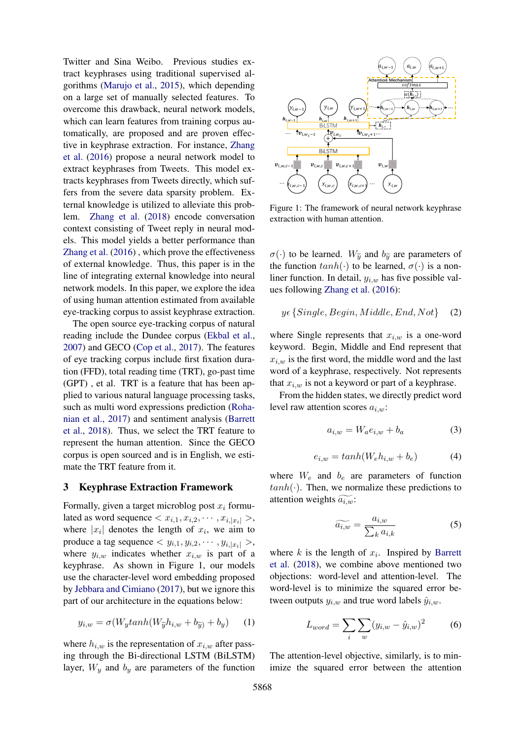Twitter and Sina Weibo. Previous studies extract keyphrases using traditional supervised algorithms (Marujo et al., 2015), which depending on a large set of manually selected features. To overcome this drawback, neural network models, which can learn features from training corpus automatically, are proposed and are proven effective in keyphrase extraction. For instance, Zhang et al. (2016) propose a neural network model to extract keyphrases from Tweets. This model extracts keyphrases from Tweets directly, which suffers from the severe data sparsity problem. External knowledge is utilized to alleviate this problem. Zhang et al. (2018) encode conversation context consisting of Tweet reply in neural models. This model yields a better performance than Zhang et al. (2016) , which prove the effectiveness of external knowledge. Thus, this paper is in the line of integrating external knowledge into neural network models. In this paper, we explore the idea of using human attention estimated from available eye-tracking corpus to assist keyphrase extraction.

The open source eye-tracking corpus of natural reading include the Dundee corpus (Ekbal et al., 2007) and GECO (Cop et al., 2017). The features of eye tracking corpus include first fixation duration (FFD), total reading time (TRT), go-past time (GPT) , et al. TRT is a feature that has been applied to various natural language processing tasks, such as multi word expressions prediction (Rohanian et al., 2017) and sentiment analysis (Barrett et al., 2018). Thus, we select the TRT feature to represent the human attention. Since the GECO corpus is open sourced and is in English, we estimate the TRT feature from it.

## 3 Keyphrase Extraction Framework

Formally, given a target microblog post $x_i$ formulated as word sequence $< x_{i,1}, x_{i,2}, \cdots, x_{i,|x_i|} >$, where $|x_i|$ denotes the length of $x_i$, we aim to produce a tag sequence $< y_{i,1}, y_{i,2}, \cdots, y_{i,|x_i|} >$, where $y_{i,w}$ indicates whether $x_{i,w}$ is part of a keyphrase. As shown in Figure 1, our models use the character-level word embedding proposed by Jebbara and Cimiano (2017), but we ignore this part of our architecture in the equations below:

$$y_{i,w} = \sigma(W_y tanh(W_{\widetilde{y}} h_{i,w} + b_{\widetilde{y}}) + b_y) \quad (1)$$

where $h_{i,w}$ is the representation of $x_{i,w}$ after passing through the Bi-directional LSTM (BiLSTM) layer, $W_y$ and $b_y$ are parameters of the function $\sigma(\cdot)$ to be learned. $W_{\widetilde{y}}$ and $b_{\widetilde{y}}$ are parameters of the function $tanh(\cdot)$ to be learned, $\sigma(\cdot)$ is a nonliner function. In detail, $y_{i,w}$ has five possible values following Zhang et al. (2016):

$$y \epsilon \{Single, Begin, Middle, End, Not\} \quad (2)$$

where Single represents that $x_{i,w}$ is a one-word keyword. Begin, Middle and End represent that $x_{i,w}$ is the first word, the middle word and the last word of a keyphrase, respectively. Not represents that $x_{i,w}$ is not a keyword or part of a keyphrase.

Figure 1: The framework of neural network keyphrase extraction with human attention.

From the hidden states, we directly predict word level raw attention scores $a_{i,w}$:

$$a_{i,w} = W_a e_{i,w} + b_a \quad (3)$$

$$e_{i,w} = tanh(W_e h_{i,w} + b_e) \quad (4)$$

where $W_e$ and $b_e$ are parameters of function $tanh(\cdot)$. Then, we normalize these predictions to attention weights $\widetilde{a_{i,w}}$:

$$\widetilde{a_{i,w}} = \frac{a_{i,w}}{\sum_k a_{i,k}} \quad (5)$$

where $k$ is the length of $x_i$. Inspired by Barrett et al. (2018), we combine above mentioned two objections: word-level and attention-level. The word-level is to minimize the squared error between outputs $y_{i,w}$ and true word labels $\hat{y}_{i,w}$.

$$L_{word} = \sum_i \sum_w (y_{i,w} - \hat{y}_{i,w})^2 \quad (6)$$

The attention-level objective, similarly, is to minimize the squared error between the attention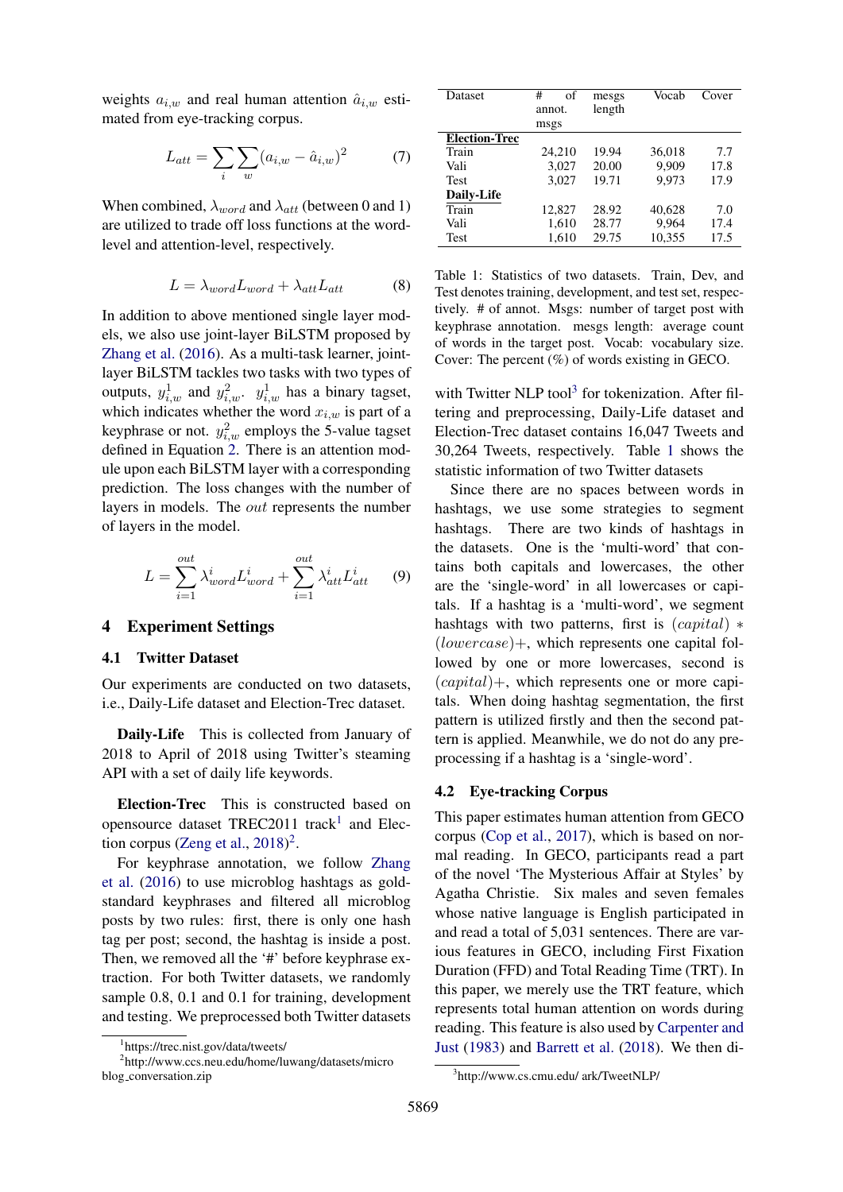weights $a_{i,w}$ and real human attention $\hat{a}_{i,w}$ estimated from eye-tracking corpus.

$$L_{att} = \sum_{i} \sum_{w} (a_{i,w} - \hat{a}_{i,w})^2 \tag{7}$$

When combined, $\lambda_{word}$ and $\lambda_{att}$ (between 0 and 1) are utilized to trade off loss functions at the word-level and attention-level, respectively.

$$L = \lambda_{word} L_{word} + \lambda_{att} L_{att} \tag{8}$$

In addition to above mentioned single layer models, we also use joint-layer BiLSTM proposed by Zhang et al. (2016). As a multi-task learner, joint-layer BiLSTM tackles two tasks with two types of outputs, $y^1_{i,w}$ and $y^2_{i,w}$. $y^1_{i,w}$ has a binary tagset, which indicates whether the word $x_{i,w}$ is part of a keyphrase or not. $y^2_{i,w}$ employs the 5-value tagset defined in Equation 2. There is an attention module upon each BiLSTM layer with a corresponding prediction. The loss changes with the number of layers in models. The *out* represents the number of layers in the model.

$$L = \sum_{i=1}^{out} \lambda^i_{word} L^i_{word} + \sum_{i=1}^{out} \lambda^i_{att} L^i_{att} \tag{9}$$

## 4 Experiment Settings

### 4.1 Twitter Dataset

Our experiments are conducted on two datasets, i.e., Daily-Life dataset and Election-Trec dataset.

**Daily-Life** This is collected from January of 2018 to April of 2018 using Twitter's steaming API with a set of daily life keywords.

**Election-Trec** This is constructed based on opensource dataset TREC2011 track[1] and Election corpus (Zeng et al., 2018)[2].

For keyphrase annotation, we follow Zhang et al. (2016) to use microblog hashtags as gold-standard keyphrases and filtered all microblog posts by two rules: first, there is only one hash tag per post; second, the hashtag is inside a post. Then, we removed all the '#' before keyphrase extraction. For both Twitter datasets, we randomly sample 0.8, 0.1 and 0.1 for training, development and testing. We preprocessed both Twitter datasets with Twitter NLP tool[3] for tokenization. After filtering and preprocessing, Daily-Life dataset and Election-Trec dataset contains 16,047 Tweets and 30,264 Tweets, respectively. Table 1 shows the statistic information of two Twitter datasets

| Dataset | # of annot. msgs | mesgs length | Vocab | Cover |
|---|---|---|---|---|
| **Election-Trec** | | | | |
| Train | 24,210 | 19.94 | 36,018 | 7.7 |
| Vali | 3,027 | 20.00 | 9,909 | 17.8 |
| Test | 3,027 | 19.71 | 9,973 | 17.9 |
| **Daily-Life** | | | | |
| Train | 12,827 | 28.92 | 40,628 | 7.0 |
| Vali | 1,610 | 28.77 | 9,964 | 17.4 |
| Test | 1,610 | 29.75 | 10,355 | 17.5 |

Table 1: Statistics of two datasets. Train, Dev, and Test denotes training, development, and test set, respectively. # of annot. Msgs: number of target post with keyphrase annotation. mesgs length: average count of words in the target post. Vocab: vocabulary size. Cover: The percent (%) of words existing in GECO.

Since there are no spaces between words in hashtags, we use some strategies to segment hashtags. There are two kinds of hashtags in the datasets. One is the 'multi-word' that contains both capitals and lowercases, the other are the 'single-word' in all lowercases or capitals. If a hashtag is a 'multi-word', we segment hashtags with two patterns, first is $(capital) * (lowercase)+$, which represents one capital followed by one or more lowercases, second is $(capital)+$, which represents one or more capitals. When doing hashtag segmentation, the first pattern is utilized firstly and then the second pattern is applied. Meanwhile, we do not do any preprocessing if a hashtag is a 'single-word'.

### 4.2 Eye-tracking Corpus

This paper estimates human attention from GECO corpus (Cop et al., 2017), which is based on normal reading. In GECO, participants read a part of the novel 'The Mysterious Affair at Styles' by Agatha Christie. Six males and seven females whose native language is English participated in and read a total of 5,031 sentences. There are various features in GECO, including First Fixation Duration (FFD) and Total Reading Time (TRT). In this paper, we merely use the TRT feature, which represents total human attention on words during reading. This feature is also used by Carpenter and Just (1983) and Barrett et al. (2018). We then di-

[1] https://trec.nist.gov/data/tweets/

[2] http://www.ccs.neu.edu/home/luwang/datasets/microblog_conversation.zip

[3] http://www.cs.cmu.edu/ ark/TweetNLP/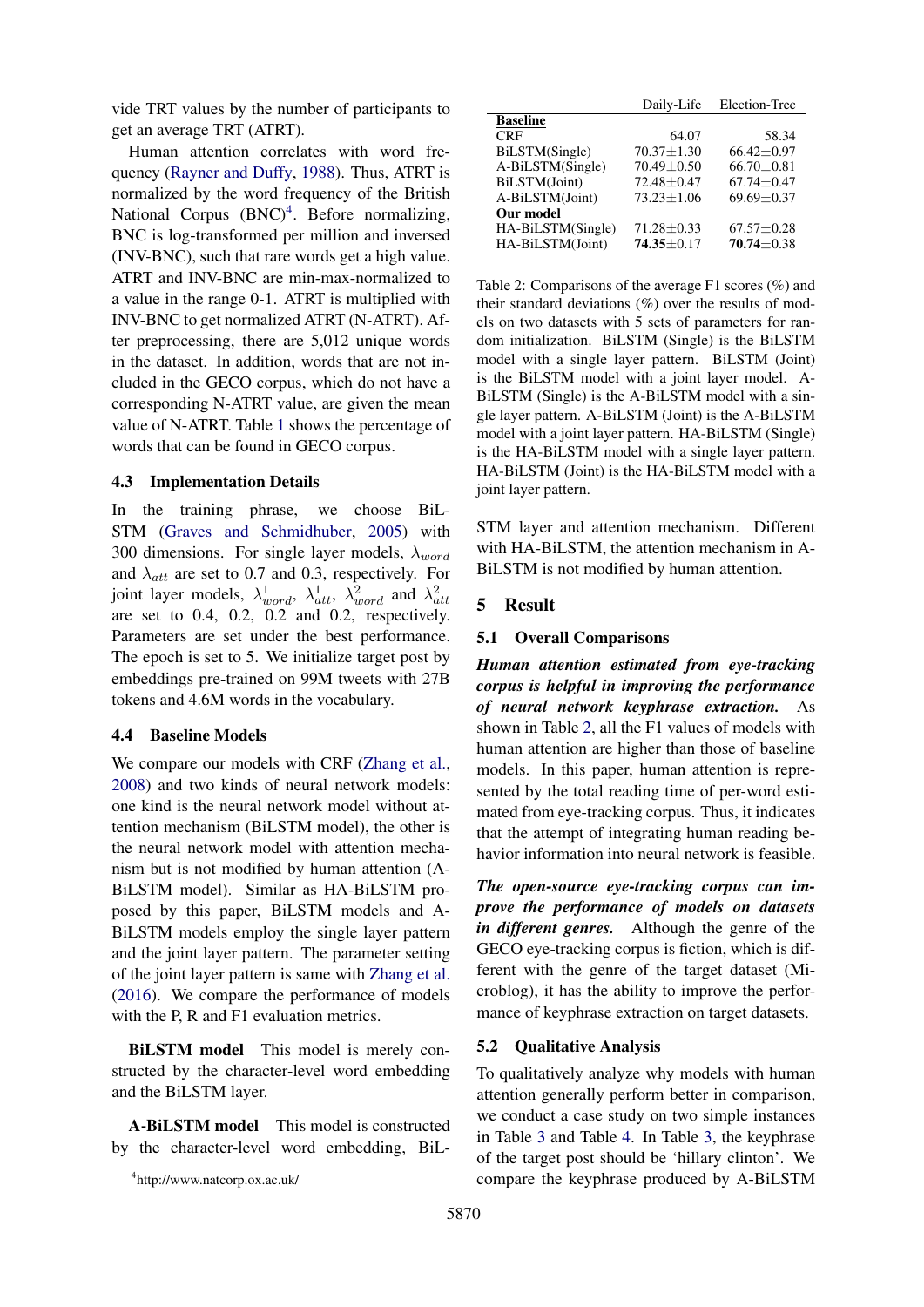vide TRT values by the number of participants to get an average TRT (ATRT).

Human attention correlates with word frequency (Rayner and Duffy, 1988). Thus, ATRT is normalized by the word frequency of the British National Corpus (BNC)[4]. Before normalizing, BNC is log-transformed per million and inversed (INV-BNC), such that rare words get a high value. ATRT and INV-BNC are min-max-normalized to a value in the range 0-1. ATRT is multiplied with INV-BNC to get normalized ATRT (N-ATRT). After preprocessing, there are 5,012 unique words in the dataset. In addition, words that are not included in the GECO corpus, which do not have a corresponding N-ATRT value, are given the mean value of N-ATRT. Table 1 shows the percentage of words that can be found in GECO corpus.

### 4.3 Implementation Details

In the training phrase, we choose BiLSTM (Graves and Schmidhuber, 2005) with 300 dimensions. For single layer models, $\lambda_{word}$ and $\lambda_{att}$ are set to 0.7 and 0.3, respectively. For joint layer models, $\lambda^1_{word}$, $\lambda^1_{att}$, $\lambda^2_{word}$ and $\lambda^2_{att}$ are set to 0.4, 0.2, 0.2 and 0.2, respectively. Parameters are set under the best performance. The epoch is set to 5. We initialize target post by embeddings pre-trained on 99M tweets with 27B tokens and 4.6M words in the vocabulary.

### 4.4 Baseline Models

We compare our models with CRF (Zhang et al., 2008) and two kinds of neural network models: one kind is the neural network model without attention mechanism (BiLSTM model), the other is the neural network model with attention mechanism but is not modified by human attention (A-BiLSTM model). Similar as HA-BiLSTM proposed by this paper, BiLSTM models and A-BiLSTM models employ the single layer pattern and the joint layer pattern. The parameter setting of the joint layer pattern is same with Zhang et al. (2016). We compare the performance of models with the P, R and F1 evaluation metrics.

**BiLSTM model** This model is merely constructed by the character-level word embedding and the BiLSTM layer.

**A-BiLSTM model** This model is constructed by the character-level word embedding, BiLSTM layer and attention mechanism. Different with HA-BiLSTM, the attention mechanism in A-BiLSTM is not modified by human attention.

[4] http://www.natcorp.ox.ac.uk/

| | Daily-Life | Election-Trec |
|---|---|---|
| **Baseline** | | |
| CRF | 64.07 | 58.34 |
| BiLSTM(Single) | 70.37±1.30 | 66.42±0.97 |
| A-BiLSTM(Single) | 70.49±0.50 | 66.70±0.81 |
| BiLSTM(Joint) | 72.48±0.47 | 67.74±0.47 |
| A-BiLSTM(Joint) | 73.23±1.06 | 69.69±0.37 |
| **Our model** | | |
| HA-BiLSTM(Single) | 71.28±0.33 | 67.57±0.28 |
| HA-BiLSTM(Joint) | **74.35**±0.17 | **70.74**±0.38 |

Table 2: Comparisons of the average F1 scores (%) and their standard deviations (%) over the results of models on two datasets with 5 sets of parameters for random initialization. BiLSTM (Single) is the BiLSTM model with a single layer pattern. BiLSTM (Joint) is the BiLSTM model with a joint layer model. A-BiLSTM (Single) is the A-BiLSTM model with a single layer pattern. A-BiLSTM (Joint) is the A-BiLSTM model with a joint layer pattern. HA-BiLSTM (Single) is the HA-BiLSTM model with a single layer pattern. HA-BiLSTM (Joint) is the HA-BiLSTM model with a joint layer pattern.

## 5 Result

### 5.1 Overall Comparisons

***Human attention estimated from eye-tracking corpus is helpful in improving the performance of neural network keyphrase extraction.*** As shown in Table 2, all the F1 values of models with human attention are higher than those of baseline models. In this paper, human attention is represented by the total reading time of per-word estimated from eye-tracking corpus. Thus, it indicates that the attempt of integrating human reading behavior information into neural network is feasible.

***The open-source eye-tracking corpus can improve the performance of models on datasets in different genres.*** Although the genre of the GECO eye-tracking corpus is fiction, which is different with the genre of the target dataset (Microblog), it has the ability to improve the performance of keyphrase extraction on target datasets.

### 5.2 Qualitative Analysis

To qualitatively analyze why models with human attention generally perform better in comparison, we conduct a case study on two simple instances in Table 3 and Table 4. In Table 3, the keyphrase of the target post should be 'hillary clinton'. We compare the keyphrase produced by A-BiLSTM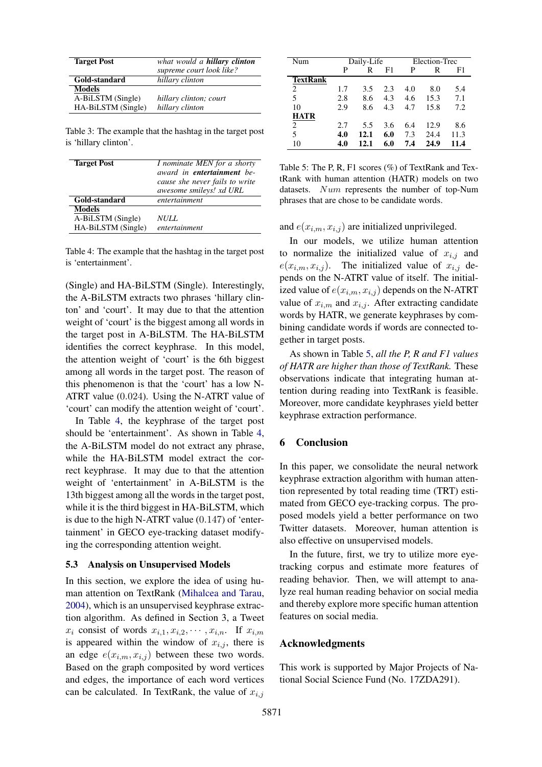| **Target Post** | *what would a* ***hillary clinton*** *supreme court look like?* |
| --- | --- |
| **Gold-standard** | *hillary clinton* |
| **Models** | |
| A-BiLSTM (Single) | *hillary clinton; court* |
| HA-BiLSTM (Single) | *hillary clinton* |

Table 3: The example that the hashtag in the target post is 'hillary clinton'.

| **Target Post** | *I nominate MEN for a shorty award in* ***entertainment*** *because she never fails to write awesome smileys! xd URL* |
| --- | --- |
| **Gold-standard** | *entertainment* |
| **Models** | |
| A-BiLSTM (Single) | *NULL* |
| HA-BiLSTM (Single) | *entertainment* |

Table 4: The example that the hashtag in the target post is 'entertainment'.

(Single) and HA-BiLSTM (Single). Interestingly, the A-BiLSTM extracts two phrases 'hillary clinton' and 'court'. It may due to that the attention weight of 'court' is the biggest among all words in the target post in A-BiLSTM. The HA-BiLSTM identifies the correct keyphrase. In this model, the attention weight of 'court' is the 6th biggest among all words in the target post. The reason of this phenomenon is that the 'court' has a low N-ATRT value (0.024). Using the N-ATRT value of 'court' can modify the attention weight of 'court'.

In Table 4, the keyphrase of the target post should be 'entertainment'. As shown in Table 4, the A-BiLSTM model do not extract any phrase, while the HA-BiLSTM model extract the correct keyphrase. It may due to that the attention weight of 'entertainment' in A-BiLSTM is the 13th biggest among all the words in the target post, while it is the third biggest in HA-BiLSTM, which is due to the high N-ATRT value (0.147) of 'entertainment' in GECO eye-tracking dataset modifying the corresponding attention weight.

### 5.3 Analysis on Unsupervised Models

In this section, we explore the idea of using human attention on TextRank (Mihalcea and Tarau, 2004), which is an unsupervised keyphrase extraction algorithm. As defined in Section 3, a Tweet $x_i$ consist of words $x_{i,1}, x_{i,2}, \cdots, x_{i,n}$. If $x_{i,m}$ is appeared within the window of $x_{i,j}$, there is an edge $e(x_{i,m}, x_{i,j})$ between these two words. Based on the graph composited by word vertices and edges, the importance of each word vertices can be calculated. In TextRank, the value of $x_{i,j}$ and $e(x_{i,m}, x_{i,j})$ are initialized unprivileged.

In our models, we utilize human attention to normalize the initialized value of $x_{i,j}$ and $e(x_{i,m}, x_{i,j})$. The initialized value of $x_{i,j}$ depends on the N-ATRT value of itself. The initialized value of $e(x_{i,m}, x_{i,j})$ depends on the N-ATRT value of $x_{i,m}$ and $x_{i,j}$. After extracting candidate words by HATR, we generate keyphrases by combining candidate words if words are connected together in target posts.

| Num | Daily-Life | | | Election-Trec | | |
| --- | --- | --- | --- | --- | --- | --- |
| | P | R | F1 | P | R | F1 |
| **TextRank** | | | | | | |
| 2 | 1.7 | 3.5 | 2.3 | 4.0 | 8.0 | 5.4 |
| 5 | 2.8 | 8.6 | 4.3 | 4.6 | 15.3 | 7.1 |
| 10 | 2.9 | 8.6 | 4.3 | 4.7 | 15.8 | 7.2 |
| **HATR** | | | | | | |
| 2 | 2.7 | 5.5 | 3.6 | 6.4 | 12.9 | 8.6 |
| 5 | **4.0** | **12.1** | **6.0** | 7.3 | 24.4 | 11.3 |
| 10 | **4.0** | **12.1** | **6.0** | **7.4** | **24.9** | **11.4** |

Table 5: The P, R, F1 scores (%) of TextRank and TextRank with human attention (HATR) models on two datasets. $Num$ represents the number of top-Num phrases that are chose to be candidate words.

As shown in Table 5, *all the P, R and F1 values of HATR are higher than those of TextRank.* These observations indicate that integrating human attention during reading into TextRank is feasible. Moreover, more candidate keyphrases yield better keyphrase extraction performance.

## 6 Conclusion

In this paper, we consolidate the neural network keyphrase extraction algorithm with human attention represented by total reading time (TRT) estimated from GECO eye-tracking corpus. The proposed models yield a better performance on two Twitter datasets. Moreover, human attention is also effective on unsupervised models.

In the future, first, we try to utilize more eye-tracking corpus and estimate more features of reading behavior. Then, we will attempt to analyze real human reading behavior on social media and thereby explore more specific human attention features on social media.

## Acknowledgments

This work is supported by Major Projects of National Social Science Fund (No. 17ZDA291).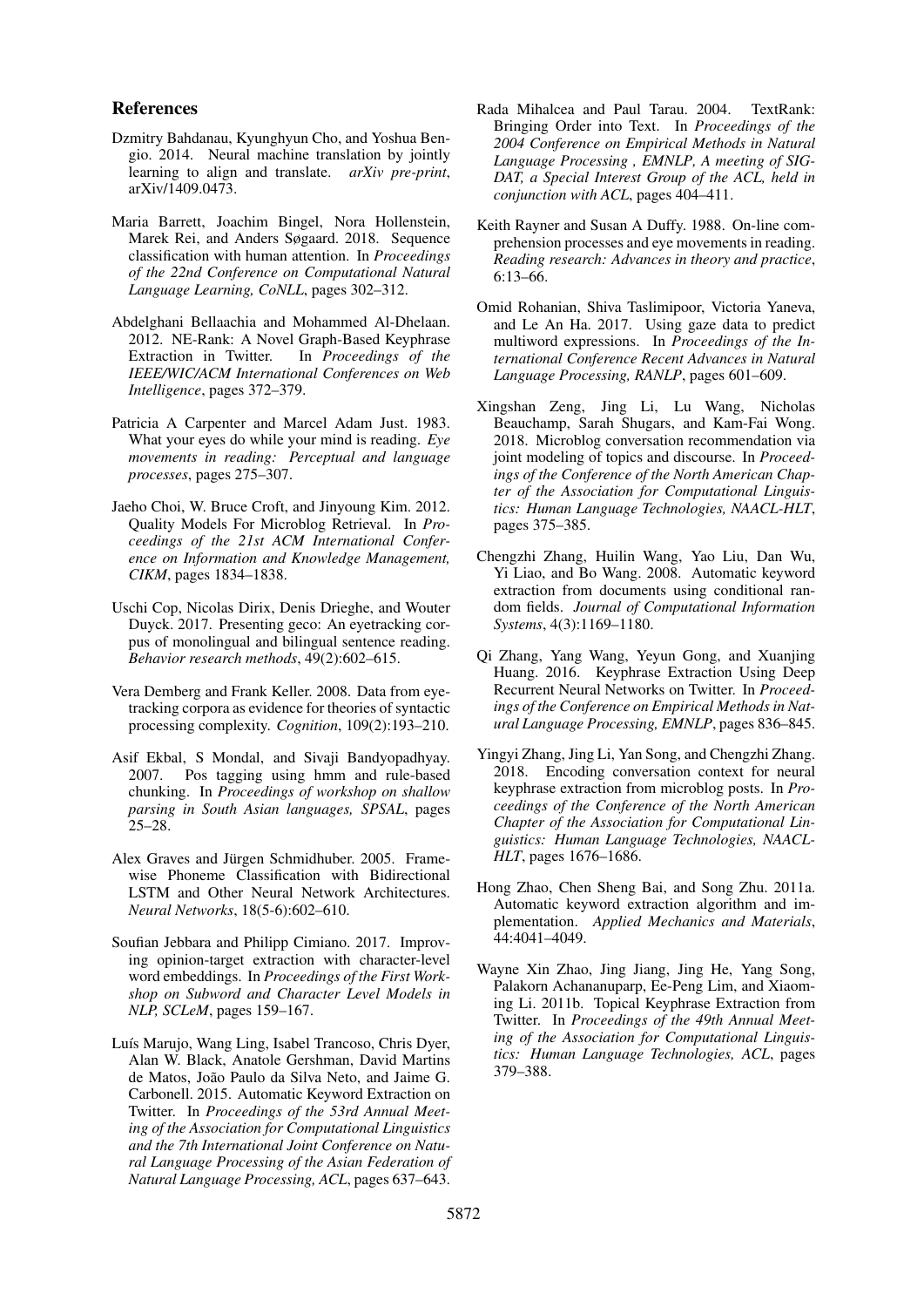## References

Dzmitry Bahdanau, Kyunghyun Cho, and Yoshua Bengio. 2014. Neural machine translation by jointly learning to align and translate. *arXiv pre-print*, arXiv/1409.0473.

Maria Barrett, Joachim Bingel, Nora Hollenstein, Marek Rei, and Anders Søgaard. 2018. Sequence classification with human attention. In *Proceedings of the 22nd Conference on Computational Natural Language Learning, CoNLL*, pages 302–312.

Abdelghani Bellaachia and Mohammed Al-Dhelaan. 2012. NE-Rank: A Novel Graph-Based Keyphrase Extraction in Twitter. In *Proceedings of the IEEE/WIC/ACM International Conferences on Web Intelligence*, pages 372–379.

Patricia A Carpenter and Marcel Adam Just. 1983. What your eyes do while your mind is reading. *Eye movements in reading: Perceptual and language processes*, pages 275–307.

Jaeho Choi, W. Bruce Croft, and Jinyoung Kim. 2012. Quality Models For Microblog Retrieval. In *Proceedings of the 21st ACM International Conference on Information and Knowledge Management, CIKM*, pages 1834–1838.

Uschi Cop, Nicolas Dirix, Denis Drieghe, and Wouter Duyck. 2017. Presenting geco: An eyetracking corpus of monolingual and bilingual sentence reading. *Behavior research methods*, 49(2):602–615.

Vera Demberg and Frank Keller. 2008. Data from eye-tracking corpora as evidence for theories of syntactic processing complexity. *Cognition*, 109(2):193–210.

Asif Ekbal, S Mondal, and Sivaji Bandyopadhyay. 2007. Pos tagging using hmm and rule-based chunking. In *Proceedings of workshop on shallow parsing in South Asian languages, SPSAL*, pages 25–28.

Alex Graves and Jürgen Schmidhuber. 2005. Framewise Phoneme Classification with Bidirectional LSTM and Other Neural Network Architectures. *Neural Networks*, 18(5-6):602–610.

Soufian Jebbara and Philipp Cimiano. 2017. Improving opinion-target extraction with character-level word embeddings. In *Proceedings of the First Workshop on Subword and Character Level Models in NLP, SCLeM*, pages 159–167.

Luís Marujo, Wang Ling, Isabel Trancoso, Chris Dyer, Alan W. Black, Anatole Gershman, David Martins de Matos, João Paulo da Silva Neto, and Jaime G. Carbonell. 2015. Automatic Keyword Extraction on Twitter. In *Proceedings of the 53rd Annual Meeting of the Association for Computational Linguistics and the 7th International Joint Conference on Natural Language Processing of the Asian Federation of Natural Language Processing, ACL*, pages 637–643.

Rada Mihalcea and Paul Tarau. 2004. TextRank: Bringing Order into Text. In *Proceedings of the 2004 Conference on Empirical Methods in Natural Language Processing , EMNLP, A meeting of SIGDAT, a Special Interest Group of the ACL, held in conjunction with ACL*, pages 404–411.

Keith Rayner and Susan A Duffy. 1988. On-line comprehension processes and eye movements in reading. *Reading research: Advances in theory and practice*, 6:13–66.

Omid Rohanian, Shiva Taslimipoor, Victoria Yaneva, and Le An Ha. 2017. Using gaze data to predict multiword expressions. In *Proceedings of the International Conference Recent Advances in Natural Language Processing, RANLP*, pages 601–609.

Xingshan Zeng, Jing Li, Lu Wang, Nicholas Beauchamp, Sarah Shugars, and Kam-Fai Wong. 2018. Microblog conversation recommendation via joint modeling of topics and discourse. In *Proceedings of the Conference of the North American Chapter of the Association for Computational Linguistics: Human Language Technologies, NAACL-HLT*, pages 375–385.

Chengzhi Zhang, Huilin Wang, Yao Liu, Dan Wu, Yi Liao, and Bo Wang. 2008. Automatic keyword extraction from documents using conditional random fields. *Journal of Computational Information Systems*, 4(3):1169–1180.

Qi Zhang, Yang Wang, Yeyun Gong, and Xuanjing Huang. 2016. Keyphrase Extraction Using Deep Recurrent Neural Networks on Twitter. In *Proceedings of the Conference on Empirical Methods in Natural Language Processing, EMNLP*, pages 836–845.

Yingyi Zhang, Jing Li, Yan Song, and Chengzhi Zhang. 2018. Encoding conversation context for neural keyphrase extraction from microblog posts. In *Proceedings of the Conference of the North American Chapter of the Association for Computational Linguistics: Human Language Technologies, NAACL-HLT*, pages 1676–1686.

Hong Zhao, Chen Sheng Bai, and Song Zhu. 2011a. Automatic keyword extraction algorithm and implementation. *Applied Mechanics and Materials*, 44:4041–4049.

Wayne Xin Zhao, Jing Jiang, Jing He, Yang Song, Palakorn Achananuparp, Ee-Peng Lim, and Xiaoming Li. 2011b. Topical Keyphrase Extraction from Twitter. In *Proceedings of the 49th Annual Meeting of the Association for Computational Linguistics: Human Language Technologies, ACL*, pages 379–388.